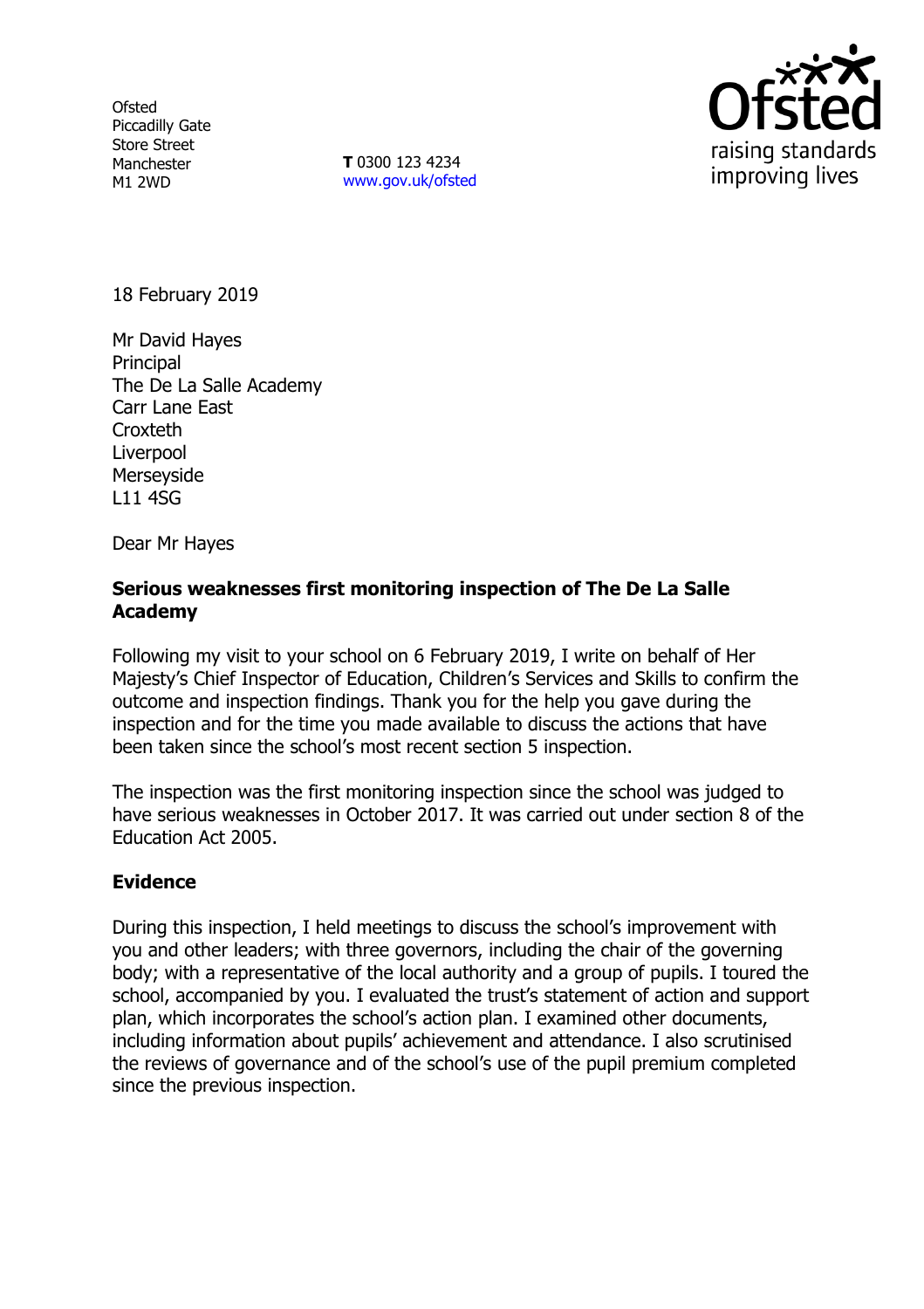Ofsted
Piccadilly Gate
Store Street
Manchester
M1 2WD

**T** 0300 123 4234
www.gov.uk/ofsted

18 February 2019

Mr David Hayes
Principal
The De La Salle Academy
Carr Lane East
Croxteth
Liverpool
Merseyside
L11 4SG

Dear Mr Hayes

**Serious weaknesses first monitoring inspection of The De La Salle Academy**

Following my visit to your school on 6 February 2019, I write on behalf of Her Majesty's Chief Inspector of Education, Children's Services and Skills to confirm the outcome and inspection findings. Thank you for the help you gave during the inspection and for the time you made available to discuss the actions that have been taken since the school's most recent section 5 inspection.

The inspection was the first monitoring inspection since the school was judged to have serious weaknesses in October 2017. It was carried out under section 8 of the Education Act 2005.

**Evidence**

During this inspection, I held meetings to discuss the school's improvement with you and other leaders; with three governors, including the chair of the governing body; with a representative of the local authority and a group of pupils. I toured the school, accompanied by you. I evaluated the trust's statement of action and support plan, which incorporates the school's action plan. I examined other documents, including information about pupils' achievement and attendance. I also scrutinised the reviews of governance and of the school's use of the pupil premium completed since the previous inspection.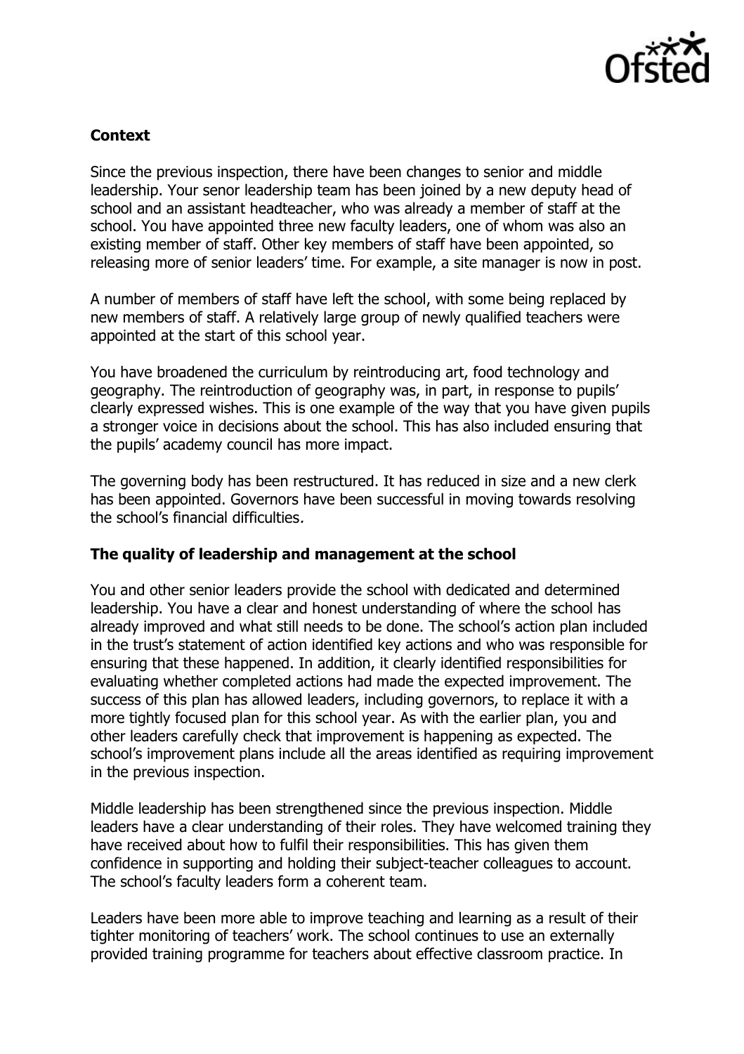**Context**

Since the previous inspection, there have been changes to senior and middle leadership. Your senor leadership team has been joined by a new deputy head of school and an assistant headteacher, who was already a member of staff at the school. You have appointed three new faculty leaders, one of whom was also an existing member of staff. Other key members of staff have been appointed, so releasing more of senior leaders' time. For example, a site manager is now in post.

A number of members of staff have left the school, with some being replaced by new members of staff. A relatively large group of newly qualified teachers were appointed at the start of this school year.

You have broadened the curriculum by reintroducing art, food technology and geography. The reintroduction of geography was, in part, in response to pupils' clearly expressed wishes. This is one example of the way that you have given pupils a stronger voice in decisions about the school. This has also included ensuring that the pupils' academy council has more impact.

The governing body has been restructured. It has reduced in size and a new clerk has been appointed. Governors have been successful in moving towards resolving the school's financial difficulties.

**The quality of leadership and management at the school**

You and other senior leaders provide the school with dedicated and determined leadership. You have a clear and honest understanding of where the school has already improved and what still needs to be done. The school's action plan included in the trust's statement of action identified key actions and who was responsible for ensuring that these happened. In addition, it clearly identified responsibilities for evaluating whether completed actions had made the expected improvement. The success of this plan has allowed leaders, including governors, to replace it with a more tightly focused plan for this school year. As with the earlier plan, you and other leaders carefully check that improvement is happening as expected. The school's improvement plans include all the areas identified as requiring improvement in the previous inspection.

Middle leadership has been strengthened since the previous inspection. Middle leaders have a clear understanding of their roles. They have welcomed training they have received about how to fulfil their responsibilities. This has given them confidence in supporting and holding their subject-teacher colleagues to account. The school's faculty leaders form a coherent team.

Leaders have been more able to improve teaching and learning as a result of their tighter monitoring of teachers' work. The school continues to use an externally provided training programme for teachers about effective classroom practice. In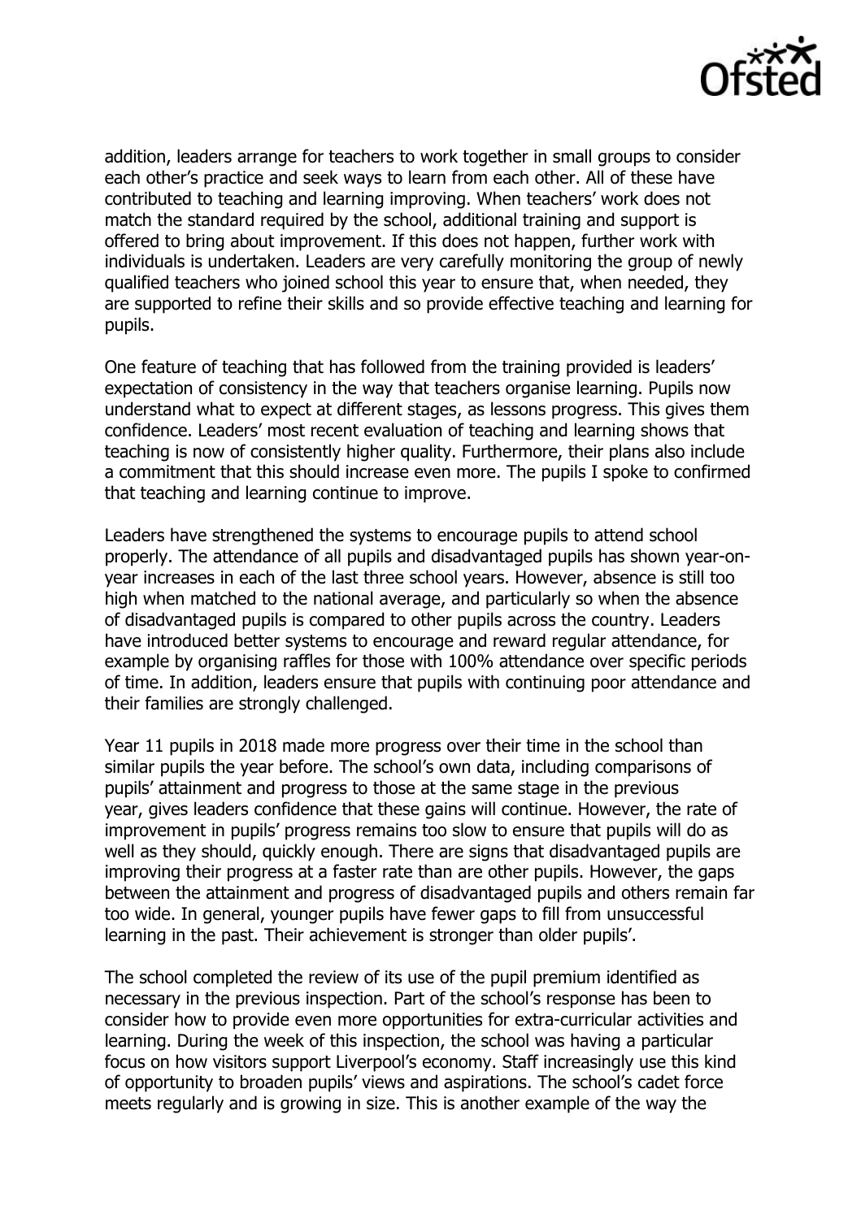addition, leaders arrange for teachers to work together in small groups to consider each other's practice and seek ways to learn from each other. All of these have contributed to teaching and learning improving. When teachers' work does not match the standard required by the school, additional training and support is offered to bring about improvement. If this does not happen, further work with individuals is undertaken. Leaders are very carefully monitoring the group of newly qualified teachers who joined school this year to ensure that, when needed, they are supported to refine their skills and so provide effective teaching and learning for pupils.

One feature of teaching that has followed from the training provided is leaders' expectation of consistency in the way that teachers organise learning. Pupils now understand what to expect at different stages, as lessons progress. This gives them confidence. Leaders' most recent evaluation of teaching and learning shows that teaching is now of consistently higher quality. Furthermore, their plans also include a commitment that this should increase even more. The pupils I spoke to confirmed that teaching and learning continue to improve.

Leaders have strengthened the systems to encourage pupils to attend school properly. The attendance of all pupils and disadvantaged pupils has shown year-on-year increases in each of the last three school years. However, absence is still too high when matched to the national average, and particularly so when the absence of disadvantaged pupils is compared to other pupils across the country. Leaders have introduced better systems to encourage and reward regular attendance, for example by organising raffles for those with 100% attendance over specific periods of time. In addition, leaders ensure that pupils with continuing poor attendance and their families are strongly challenged.

Year 11 pupils in 2018 made more progress over their time in the school than similar pupils the year before. The school's own data, including comparisons of pupils' attainment and progress to those at the same stage in the previous year, gives leaders confidence that these gains will continue. However, the rate of improvement in pupils' progress remains too slow to ensure that pupils will do as well as they should, quickly enough. There are signs that disadvantaged pupils are improving their progress at a faster rate than are other pupils. However, the gaps between the attainment and progress of disadvantaged pupils and others remain far too wide. In general, younger pupils have fewer gaps to fill from unsuccessful learning in the past. Their achievement is stronger than older pupils'.

The school completed the review of its use of the pupil premium identified as necessary in the previous inspection. Part of the school's response has been to consider how to provide even more opportunities for extra-curricular activities and learning. During the week of this inspection, the school was having a particular focus on how visitors support Liverpool's economy. Staff increasingly use this kind of opportunity to broaden pupils' views and aspirations. The school's cadet force meets regularly and is growing in size. This is another example of the way the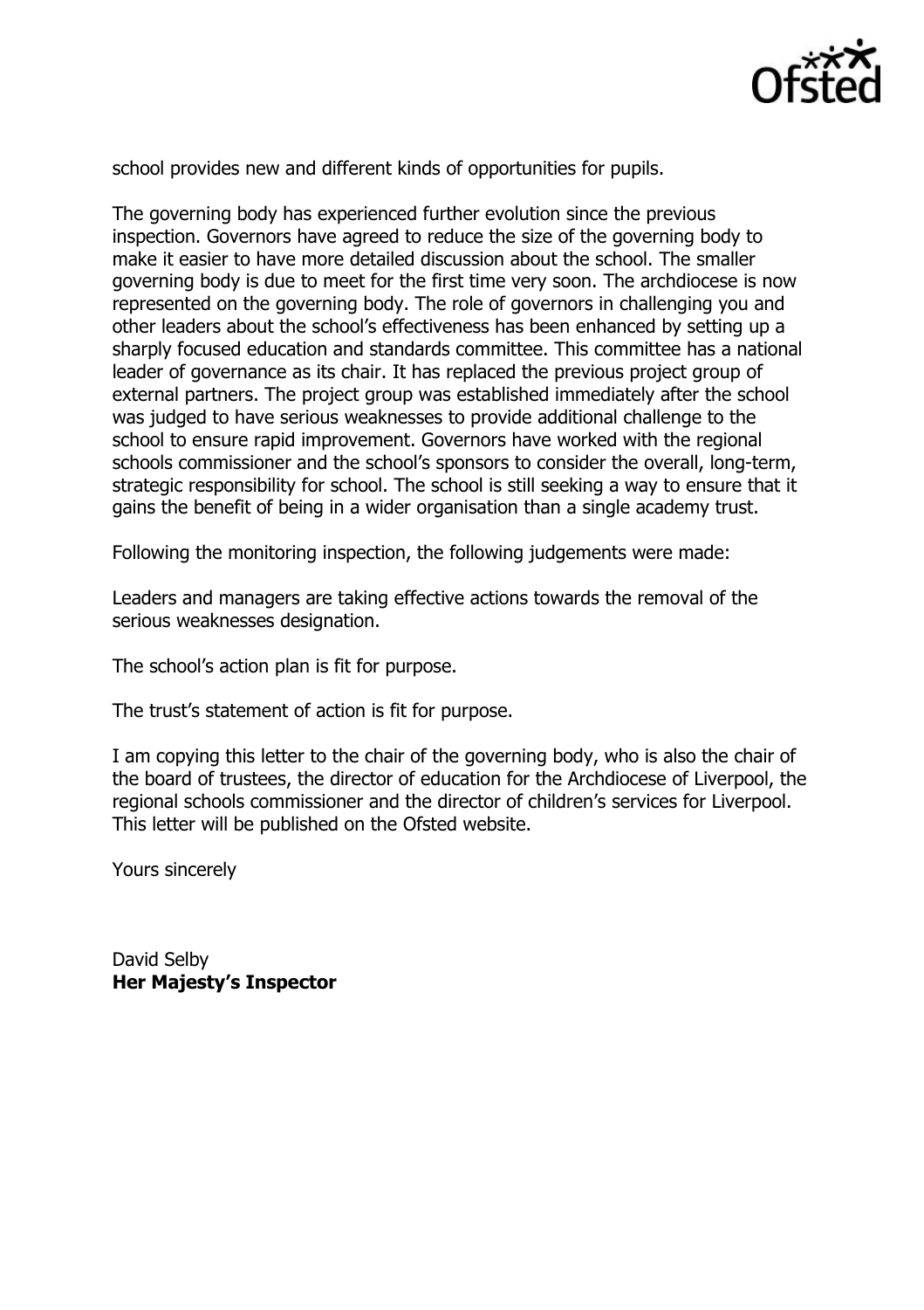school provides new and different kinds of opportunities for pupils.

The governing body has experienced further evolution since the previous inspection. Governors have agreed to reduce the size of the governing body to make it easier to have more detailed discussion about the school. The smaller governing body is due to meet for the first time very soon. The archdiocese is now represented on the governing body. The role of governors in challenging you and other leaders about the school's effectiveness has been enhanced by setting up a sharply focused education and standards committee. This committee has a national leader of governance as its chair. It has replaced the previous project group of external partners. The project group was established immediately after the school was judged to have serious weaknesses to provide additional challenge to the school to ensure rapid improvement. Governors have worked with the regional schools commissioner and the school's sponsors to consider the overall, long-term, strategic responsibility for school. The school is still seeking a way to ensure that it gains the benefit of being in a wider organisation than a single academy trust.

Following the monitoring inspection, the following judgements were made:

Leaders and managers are taking effective actions towards the removal of the serious weaknesses designation.

The school's action plan is fit for purpose.

The trust's statement of action is fit for purpose.

I am copying this letter to the chair of the governing body, who is also the chair of the board of trustees, the director of education for the Archdiocese of Liverpool, the regional schools commissioner and the director of children's services for Liverpool. This letter will be published on the Ofsted website.

Yours sincerely

David Selby
**Her Majesty's Inspector**